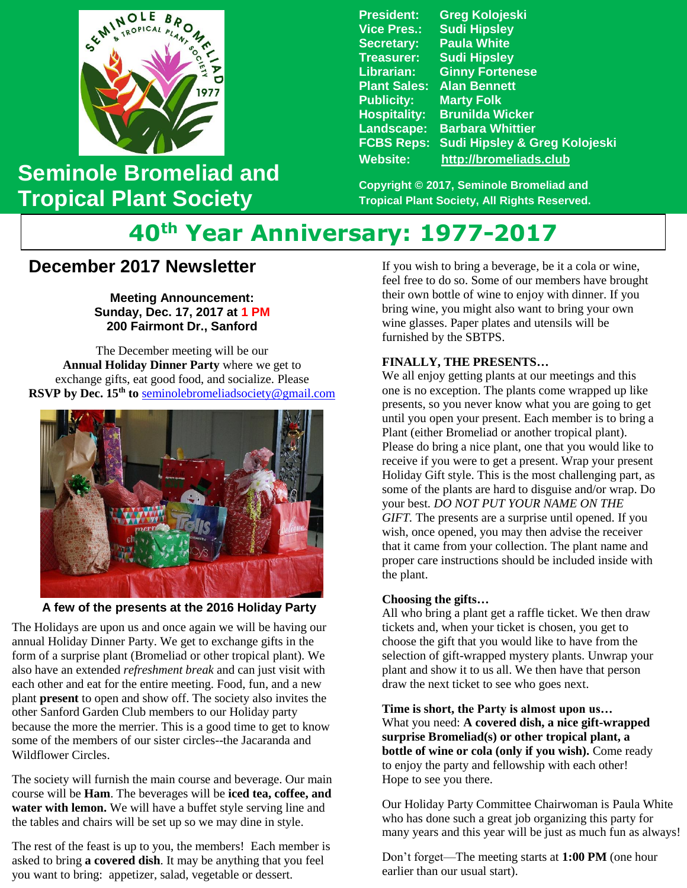# Seminole Bromeliad and Tropical Plant Society

President: Greg Kolojeski
Vice Pres.: Sudi Hipsley
Secretary: Paula White
Treasurer: Sudi Hipsley
Librarian: Ginny Fortenese
Plant Sales: Alan Bennett
Publicity: Marty Folk
Hospitality: Brunilda Wicker
Landscape: Barbara Whittier
FCBS Reps: Sudi Hipsley & Greg Kolojeski
Website: http://bromeliads.club

Copyright © 2017, Seminole Bromeliad and Tropical Plant Society, All Rights Reserved.

# 40th Year Anniversary: 1977-2017

## December 2017 Newsletter

**Meeting Announcement:**
**Sunday, Dec. 17, 2017 at 1 PM**
**200 Fairmont Dr., Sanford**

The December meeting will be our **Annual Holiday Dinner Party** where we get to exchange gifts, eat good food, and socialize. Please **RSVP by Dec. 15th to** seminolebromeliadsociety@gmail.com

A few of the presents at the 2016 Holiday Party

The Holidays are upon us and once again we will be having our annual Holiday Dinner Party. We get to exchange gifts in the form of a surprise plant (Bromeliad or other tropical plant). We also have an extended *refreshment break* and can just visit with each other and eat for the entire meeting. Food, fun, and a new plant **present** to open and show off. The society also invites the other Sanford Garden Club members to our Holiday party because the more the merrier. This is a good time to get to know some of the members of our sister circles--the Jacaranda and Wildflower Circles.

The society will furnish the main course and beverage. Our main course will be **Ham**. The beverages will be **iced tea, coffee, and water with lemon.** We will have a buffet style serving line and the tables and chairs will be set up so we may dine in style.

The rest of the feast is up to you, the members! Each member is asked to bring **a covered dish**. It may be anything that you feel you want to bring: appetizer, salad, vegetable or dessert.

If you wish to bring a beverage, be it a cola or wine, feel free to do so. Some of our members have brought their own bottle of wine to enjoy with dinner. If you bring wine, you might also want to bring your own wine glasses. Paper plates and utensils will be furnished by the SBTPS.

**FINALLY, THE PRESENTS…**
We all enjoy getting plants at our meetings and this one is no exception. The plants come wrapped up like presents, so you never know what you are going to get until you open your present. Each member is to bring a Plant (either Bromeliad or another tropical plant). Please do bring a nice plant, one that you would like to receive if you were to get a present. Wrap your present Holiday Gift style. This is the most challenging part, as some of the plants are hard to disguise and/or wrap. Do your best. *DO NOT PUT YOUR NAME ON THE GIFT.* The presents are a surprise until opened. If you wish, once opened, you may then advise the receiver that it came from your collection. The plant name and proper care instructions should be included inside with the plant.

**Choosing the gifts…**
All who bring a plant get a raffle ticket. We then draw tickets and, when your ticket is chosen, you get to choose the gift that you would like to have from the selection of gift-wrapped mystery plants. Unwrap your plant and show it to us all. We then have that person draw the next ticket to see who goes next.

**Time is short, the Party is almost upon us…**
What you need: **A covered dish, a nice gift-wrapped surprise Bromeliad(s) or other tropical plant, a bottle of wine or cola (only if you wish).** Come ready to enjoy the party and fellowship with each other! Hope to see you there.

Our Holiday Party Committee Chairwoman is Paula White who has done such a great job organizing this party for many years and this year will be just as much fun as always!

Don't forget—The meeting starts at **1:00 PM** (one hour earlier than our usual start).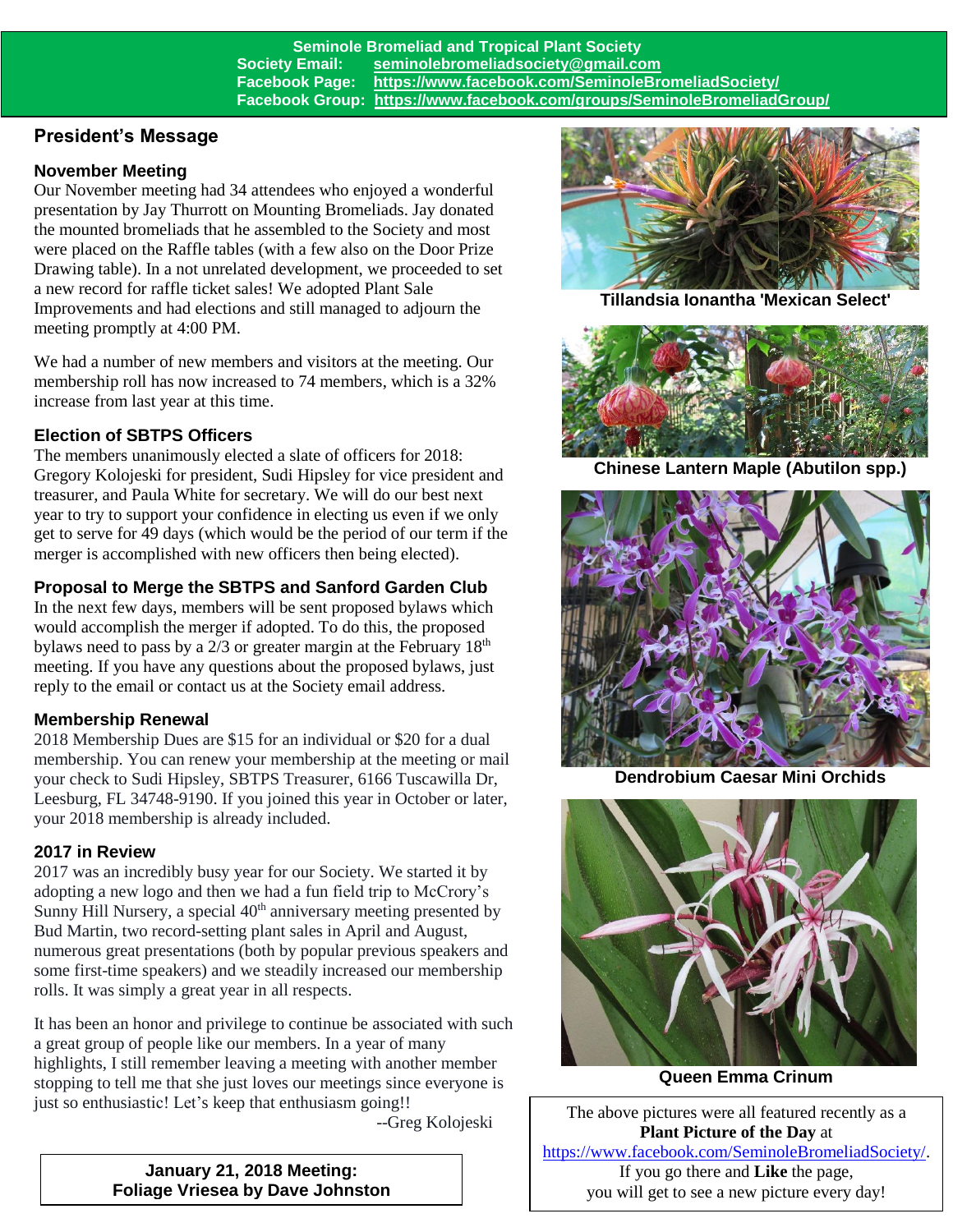**Seminole Bromeliad and Tropical Plant Society**
**Society Email:** seminolebromeliadsociety@gmail.com
**Facebook Page:** https://www.facebook.com/SeminoleBromeliadSociety/
**Facebook Group:** https://www.facebook.com/groups/SeminoleBromeliadGroup/

## President's Message

### November Meeting

Our November meeting had 34 attendees who enjoyed a wonderful presentation by Jay Thurrott on Mounting Bromeliads. Jay donated the mounted bromeliads that he assembled to the Society and most were placed on the Raffle tables (with a few also on the Door Prize Drawing table). In a not unrelated development, we proceeded to set a new record for raffle ticket sales! We adopted Plant Sale Improvements and had elections and still managed to adjourn the meeting promptly at 4:00 PM.

We had a number of new members and visitors at the meeting. Our membership roll has now increased to 74 members, which is a 32% increase from last year at this time.

### Election of SBTPS Officers

The members unanimously elected a slate of officers for 2018: Gregory Kolojeski for president, Sudi Hipsley for vice president and treasurer, and Paula White for secretary. We will do our best next year to try to support your confidence in electing us even if we only get to serve for 49 days (which would be the period of our term if the merger is accomplished with new officers then being elected).

### Proposal to Merge the SBTPS and Sanford Garden Club

In the next few days, members will be sent proposed bylaws which would accomplish the merger if adopted. To do this, the proposed bylaws need to pass by a 2/3 or greater margin at the February 18th meeting. If you have any questions about the proposed bylaws, just reply to the email or contact us at the Society email address.

### Membership Renewal

2018 Membership Dues are $15 for an individual or $20 for a dual membership. You can renew your membership at the meeting or mail your check to Sudi Hipsley, SBTPS Treasurer, 6166 Tuscawilla Dr, Leesburg, FL 34748-9190. If you joined this year in October or later, your 2018 membership is already included.

### 2017 in Review

2017 was an incredibly busy year for our Society. We started it by adopting a new logo and then we had a fun field trip to McCrory's Sunny Hill Nursery, a special 40th anniversary meeting presented by Bud Martin, two record-setting plant sales in April and August, numerous great presentations (both by popular previous speakers and some first-time speakers) and we steadily increased our membership rolls. It was simply a great year in all respects.

It has been an honor and privilege to continue be associated with such a great group of people like our members. In a year of many highlights, I still remember leaving a meeting with another member stopping to tell me that she just loves our meetings since everyone is just so enthusiastic! Let's keep that enthusiasm going!!

--Greg Kolojeski

**January 21, 2018 Meeting:**
**Foliage Vriesea by Dave Johnston**

**Tillandsia Ionantha 'Mexican Select'**

**Chinese Lantern Maple (Abutilon spp.)**

**Dendrobium Caesar Mini Orchids**

**Queen Emma Crinum**

The above pictures were all featured recently as a **Plant Picture of the Day** at https://www.facebook.com/SeminoleBromeliadSociety/. If you go there and **Like** the page, you will get to see a new picture every day!